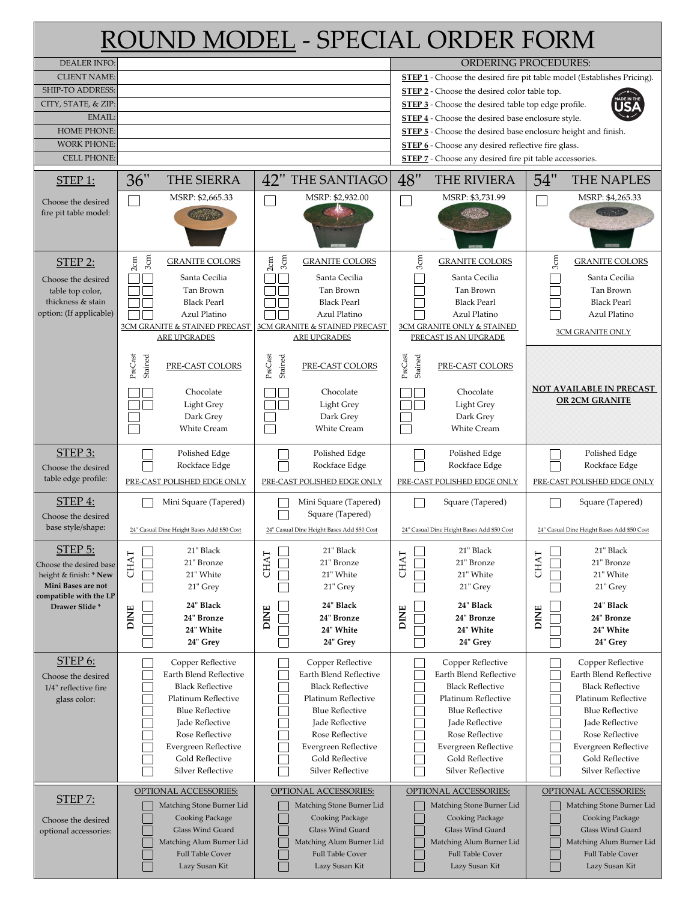# ROUND MODEL - SPECIAL ORDER FORM

| | |
|---|---|
| DEALER INFO: | |
| CLIENT NAME: | |
| SHIP-TO ADDRESS: | |
| CITY, STATE, & ZIP: | |
| EMAIL: | |
| HOME PHONE: | |
| WORK PHONE: | |
| CELL PHONE: | |

**ORDERING PROCEDURES:**

- **STEP 1** - Choose the desired fire pit table model (Establishes Pricing).
- **STEP 2** - Choose the desired color table top.
- **STEP 3** - Choose the desired table top edge profile.
- **STEP 4** - Choose the desired base enclosure style.
- **STEP 5** - Choose the desired base enclosure height and finish.
- **STEP 6** - Choose any desired reflective fire glass.
- **STEP 7** - Choose any desired fire pit table accessories.

MADE IN THE USA

| | 36" THE SIERRA | 42" THE SANTIAGO | 48" THE RIVIERA | 54" THE NAPLES |
|---|---|---|---|---|
| **STEP 1:** Choose the desired fire pit table model: | ☐ MSRP: $2,665.33 | ☐ MSRP: $2,932.00 | ☐ MSRP: $3,731.99 | ☐ MSRP: $4,265.33 |
| **STEP 2:** Choose the desired table top color, thickness & stain option: (If applicable) | GRANITE COLORS (2cm / 3cm):<br>☐☐ Santa Cecilia<br>☐☐ Tan Brown<br>☐☐ Black Pearl<br>☐☐ Azul Platino<br>3CM GRANITE & STAINED PRECAST ARE UPGRADES | GRANITE COLORS (2cm / 3cm):<br>☐☐ Santa Cecilia<br>☐☐ Tan Brown<br>☐☐ Black Pearl<br>☐☐ Azul Platino<br>3CM GRANITE & STAINED PRECAST ARE UPGRADES | GRANITE COLORS (3cm):<br>☐ Santa Cecilia<br>☐ Tan Brown<br>☐ Black Pearl<br>☐ Azul Platino<br>3CM GRANITE ONLY & STAINED PRECAST IS AN UPGRADE | GRANITE COLORS (3cm):<br>☐ Santa Cecilia<br>☐ Tan Brown<br>☐ Black Pearl<br>☐ Azul Platino<br>3CM GRANITE ONLY |
| | PRE-CAST COLORS (PreCast / Stained):<br>☐☐ Chocolate<br>☐☐ Light Grey<br>☐ Dark Grey<br>☐ White Cream | PRE-CAST COLORS (PreCast / Stained):<br>☐☐ Chocolate<br>☐☐ Light Grey<br>☐ Dark Grey<br>☐ White Cream | PRE-CAST COLORS (PreCast / Stained):<br>☐☐ Chocolate<br>☐☐ Light Grey<br>☐ Dark Grey<br>☐ White Cream | **NOT AVAILABLE IN PRECAST OR 2CM GRANITE** |
| **STEP 3:** Choose the desired table edge profile: | ☐ Polished Edge<br>☐ Rockface Edge<br>PRE-CAST POLISHED EDGE ONLY | ☐ Polished Edge<br>☐ Rockface Edge<br>PRE-CAST POLISHED EDGE ONLY | ☐ Polished Edge<br>☐ Rockface Edge<br>PRE-CAST POLISHED EDGE ONLY | ☐ Polished Edge<br>☐ Rockface Edge<br>PRE-CAST POLISHED EDGE ONLY |
| **STEP 4:** Choose the desired base style/shape: | ☐ Mini Square (Tapered)<br>24" Casual Dine Height Bases Add $50 Cost | ☐ Mini Square (Tapered)<br>☐ Square (Tapered)<br>24" Casual Dine Height Bases Add $50 Cost | ☐ Square (Tapered)<br>24" Casual Dine Height Bases Add $50 Cost | ☐ Square (Tapered)<br>24" Casual Dine Height Bases Add $50 Cost |
| **STEP 5:** Choose the desired base height & finish: **\* New Mini Bases are not compatible with the LP Drawer Slide \*** | CHAT:<br>☐ 21" Black<br>☐ 21" Bronze<br>☐ 21" White<br>☐ 21" Grey<br>DINE:<br>☐ **24" Black**<br>☐ **24" Bronze**<br>☐ **24" White**<br>☐ **24" Grey** | CHAT:<br>☐ 21" Black<br>☐ 21" Bronze<br>☐ 21" White<br>☐ 21" Grey<br>DINE:<br>☐ **24" Black**<br>☐ **24" Bronze**<br>☐ **24" White**<br>☐ **24" Grey** | CHAT:<br>☐ 21" Black<br>☐ 21" Bronze<br>☐ 21" White<br>☐ 21" Grey<br>DINE:<br>☐ **24" Black**<br>☐ **24" Bronze**<br>☐ **24" White**<br>☐ **24" Grey** | CHAT:<br>☐ 21" Black<br>☐ 21" Bronze<br>☐ 21" White<br>☐ 21" Grey<br>DINE:<br>☐ **24" Black**<br>☐ **24" Bronze**<br>☐ **24" White**<br>☐ **24" Grey** |
| **STEP 6:** Choose the desired 1/4" reflective fire glass color: | ☐ Copper Reflective<br>☐ Earth Blend Reflective<br>☐ Black Reflective<br>☐ Platinum Reflective<br>☐ Blue Reflective<br>☐ Jade Reflective<br>☐ Rose Reflective<br>☐ Evergreen Reflective<br>☐ Gold Reflective<br>☐ Silver Reflective | ☐ Copper Reflective<br>☐ Earth Blend Reflective<br>☐ Black Reflective<br>☐ Platinum Reflective<br>☐ Blue Reflective<br>☐ Jade Reflective<br>☐ Rose Reflective<br>☐ Evergreen Reflective<br>☐ Gold Reflective<br>☐ Silver Reflective | ☐ Copper Reflective<br>☐ Earth Blend Reflective<br>☐ Black Reflective<br>☐ Platinum Reflective<br>☐ Blue Reflective<br>☐ Jade Reflective<br>☐ Rose Reflective<br>☐ Evergreen Reflective<br>☐ Gold Reflective<br>☐ Silver Reflective | ☐ Copper Reflective<br>☐ Earth Blend Reflective<br>☐ Black Reflective<br>☐ Platinum Reflective<br>☐ Blue Reflective<br>☐ Jade Reflective<br>☐ Rose Reflective<br>☐ Evergreen Reflective<br>☐ Gold Reflective<br>☐ Silver Reflective |
| **STEP 7:** Choose the desired optional accessories: | OPTIONAL ACCESSORIES:<br>☐ Matching Stone Burner Lid<br>☐ Cooking Package<br>☐ Glass Wind Guard<br>☐ Matching Alum Burner Lid<br>☐ Full Table Cover<br>☐ Lazy Susan Kit | OPTIONAL ACCESSORIES:<br>☐ Matching Stone Burner Lid<br>☐ Cooking Package<br>☐ Glass Wind Guard<br>☐ Matching Alum Burner Lid<br>☐ Full Table Cover<br>☐ Lazy Susan Kit | OPTIONAL ACCESSORIES:<br>☐ Matching Stone Burner Lid<br>☐ Cooking Package<br>☐ Glass Wind Guard<br>☐ Matching Alum Burner Lid<br>☐ Full Table Cover<br>☐ Lazy Susan Kit | OPTIONAL ACCESSORIES:<br>☐ Matching Stone Burner Lid<br>☐ Cooking Package<br>☐ Glass Wind Guard<br>☐ Matching Alum Burner Lid<br>☐ Full Table Cover<br>☐ Lazy Susan Kit |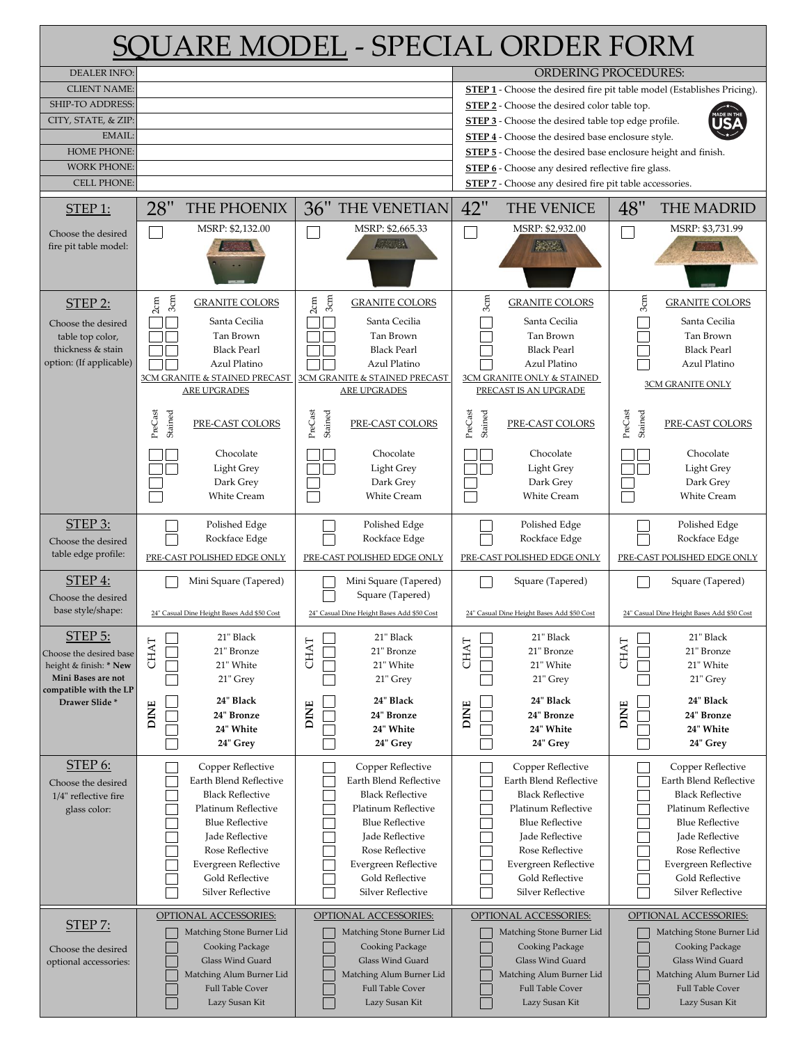# SQUARE MODEL - SPECIAL ORDER FORM

| | |
|---|---|
| DEALER INFO: | |
| CLIENT NAME: | |
| SHIP-TO ADDRESS: | |
| CITY, STATE, & ZIP: | |
| EMAIL: | |
| HOME PHONE: | |
| WORK PHONE: | |
| CELL PHONE: | |

**ORDERING PROCEDURES:**

- **STEP 1** - Choose the desired fire pit table model (Establishes Pricing).
- **STEP 2** - Choose the desired color table top.
- **STEP 3** - Choose the desired table top edge profile.
- **STEP 4** - Choose the desired base enclosure style.
- **STEP 5** - Choose the desired base enclosure height and finish.
- **STEP 6** - Choose any desired reflective fire glass.
- **STEP 7** - Choose any desired fire pit table accessories.

MADE IN THE USA

| STEP 1: Choose the desired fire pit table model: | 28" THE PHOENIX | 36" THE VENETIAN | 42" THE VENICE | 48" THE MADRID |
|---|---|---|---|---|
| | ☐ MSRP: $2,132.00 | ☐ MSRP: $2,665.33 | ☐ MSRP: $2,932.00 | ☐ MSRP: $3,731.99 |

| STEP 2: Choose the desired table top color, thickness & stain option: (If applicable) | 28" THE PHOENIX | 36" THE VENETIAN | 42" THE VENICE | 48" THE MADRID |
|---|---|---|---|---|
| GRANITE COLORS | 2cm / 3cm | 2cm / 3cm | 3cm | 3cm |
| Santa Cecilia | ☐ ☐ | ☐ ☐ | ☐ | ☐ |
| Tan Brown | ☐ ☐ | ☐ ☐ | ☐ | ☐ |
| Black Pearl | ☐ ☐ | ☐ ☐ | ☐ | ☐ |
| Azul Platino | ☐ ☐ | ☐ ☐ | ☐ | ☐ |
| | 3CM GRANITE & STAINED PRECAST ARE UPGRADES | 3CM GRANITE & STAINED PRECAST ARE UPGRADES | 3CM GRANITE ONLY & STAINED PRECAST IS AN UPGRADE | 3CM GRANITE ONLY |
| PRE-CAST COLORS | PreCast / Stained | PreCast / Stained | PreCast / Stained | PreCast / Stained |
| Chocolate | ☐ ☐ | ☐ ☐ | ☐ ☐ | ☐ ☐ |
| Light Grey | ☐ ☐ | ☐ ☐ | ☐ ☐ | ☐ ☐ |
| Dark Grey | ☐ | ☐ | ☐ | ☐ |
| White Cream | ☐ | ☐ | ☐ | ☐ |

| STEP 3: Choose the desired table edge profile: | 28" THE PHOENIX | 36" THE VENETIAN | 42" THE VENICE | 48" THE MADRID |
|---|---|---|---|---|
| Polished Edge | ☐ | ☐ | ☐ | ☐ |
| Rockface Edge | ☐ | ☐ | ☐ | ☐ |
| | PRE-CAST POLISHED EDGE ONLY | PRE-CAST POLISHED EDGE ONLY | PRE-CAST POLISHED EDGE ONLY | PRE-CAST POLISHED EDGE ONLY |

| STEP 4: Choose the desired base style/shape: | 28" THE PHOENIX | 36" THE VENETIAN | 42" THE VENICE | 48" THE MADRID |
|---|---|---|---|---|
| | ☐ Mini Square (Tapered) | ☐ Mini Square (Tapered) | ☐ Square (Tapered) | ☐ Square (Tapered) |
| | | ☐ Square (Tapered) | | |
| | 24" Casual Dine Height Bases Add $50 Cost | 24" Casual Dine Height Bases Add $50 Cost | 24" Casual Dine Height Bases Add $50 Cost | 24" Casual Dine Height Bases Add $50 Cost |

| STEP 5: Choose the desired base height & finish: **\* New Mini Bases are not compatible with the LP Drawer Slide \*** | | 28" THE PHOENIX | 36" THE VENETIAN | 42" THE VENICE | 48" THE MADRID |
|---|---|---|---|---|---|
| CHAT | 21" Black | ☐ | ☐ | ☐ | ☐ |
| | 21" Bronze | ☐ | ☐ | ☐ | ☐ |
| | 21" White | ☐ | ☐ | ☐ | ☐ |
| | 21" Grey | ☐ | ☐ | ☐ | ☐ |
| DINE | **24" Black** | ☐ | ☐ | ☐ | ☐ |
| | **24" Bronze** | ☐ | ☐ | ☐ | ☐ |
| | **24" White** | ☐ | ☐ | ☐ | ☐ |
| | **24" Grey** | ☐ | ☐ | ☐ | ☐ |

| STEP 6: Choose the desired 1/4" reflective fire glass color: | 28" THE PHOENIX | 36" THE VENETIAN | 42" THE VENICE | 48" THE MADRID |
|---|---|---|---|---|
| Copper Reflective | ☐ | ☐ | ☐ | ☐ |
| Earth Blend Reflective | ☐ | ☐ | ☐ | ☐ |
| Black Reflective | ☐ | ☐ | ☐ | ☐ |
| Platinum Reflective | ☐ | ☐ | ☐ | ☐ |
| Blue Reflective | ☐ | ☐ | ☐ | ☐ |
| Jade Reflective | ☐ | ☐ | ☐ | ☐ |
| Rose Reflective | ☐ | ☐ | ☐ | ☐ |
| Evergreen Reflective | ☐ | ☐ | ☐ | ☐ |
| Gold Reflective | ☐ | ☐ | ☐ | ☐ |
| Silver Reflective | ☐ | ☐ | ☐ | ☐ |

| STEP 7: Choose the desired optional accessories: | 28" THE PHOENIX | 36" THE VENETIAN | 42" THE VENICE | 48" THE MADRID |
|---|---|---|---|---|
| OPTIONAL ACCESSORIES: | | | | |
| Matching Stone Burner Lid | ☐ | ☐ | ☐ | ☐ |
| Cooking Package | ☐ | ☐ | ☐ | ☐ |
| Glass Wind Guard | ☐ | ☐ | ☐ | ☐ |
| Matching Alum Burner Lid | ☐ | ☐ | ☐ | ☐ |
| Full Table Cover | ☐ | ☐ | ☐ | ☐ |
| Lazy Susan Kit | ☐ | ☐ | ☐ | ☐ |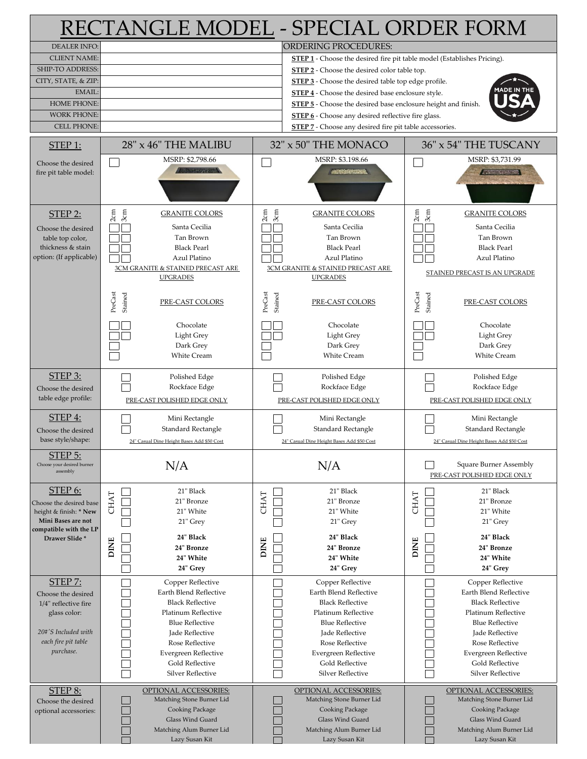# RECTANGLE MODEL - SPECIAL ORDER FORM

| | |
|---|---|
| DEALER INFO: | |
| CLIENT NAME: | |
| SHIP-TO ADDRESS: | |
| CITY, STATE, & ZIP: | |
| EMAIL: | |
| HOME PHONE: | |
| WORK PHONE: | |
| CELL PHONE: | |

**ORDERING PROCEDURES:**

- **STEP 1** - Choose the desired fire pit table model (Establishes Pricing).
- **STEP 2** - Choose the desired color table top.
- **STEP 3** - Choose the desired table top edge profile.
- **STEP 4** - Choose the desired base enclosure style.
- **STEP 5** - Choose the desired base enclosure height and finish.
- **STEP 6** - Choose any desired reflective fire glass.
- **STEP 7** - Choose any desired fire pit table accessories.

MADE IN THE USA

| | 28" x 46" THE MALIBU | 32" x 50" THE MONACO | 36" x 54" THE TUSCANY |
|---|---|---|---|
| **STEP 1:** Choose the desired fire pit table model: | ☐ MSRP: $2,798.66 | ☐ MSRP: $3,198.66 | ☐ MSRP: $3,731.99 |
| **STEP 2:** Choose the desired table top color, thickness & stain option: (If applicable) | GRANITE COLORS (2cm / 3cm): ☐☐ Santa Cecilia; ☐☐ Tan Brown; ☐☐ Black Pearl; ☐☐ Azul Platino. 3CM GRANITE & STAINED PRECAST ARE UPGRADES. PRE-CAST COLORS (PreCast / Stained): ☐☐ Chocolate; ☐☐ Light Grey; ☐ Dark Grey; ☐ White Cream | GRANITE COLORS (2cm / 3cm): ☐☐ Santa Cecilia; ☐☐ Tan Brown; ☐☐ Black Pearl; ☐☐ Azul Platino. 3CM GRANITE & STAINED PRECAST ARE UPGRADES. PRE-CAST COLORS (PreCast / Stained): ☐☐ Chocolate; ☐☐ Light Grey; ☐ Dark Grey; ☐ White Cream | GRANITE COLORS (2cm / 3cm): ☐☐ Santa Cecilia; ☐☐ Tan Brown; ☐☐ Black Pearl; ☐☐ Azul Platino. STAINED PRECAST IS AN UPGRADE. PRE-CAST COLORS (PreCast / Stained): ☐☐ Chocolate; ☐☐ Light Grey; ☐ Dark Grey; ☐ White Cream |
| **STEP 3:** Choose the desired table edge profile: | ☐ Polished Edge; ☐ Rockface Edge. PRE-CAST POLISHED EDGE ONLY | ☐ Polished Edge; ☐ Rockface Edge. PRE-CAST POLISHED EDGE ONLY | ☐ Polished Edge; ☐ Rockface Edge. PRE-CAST POLISHED EDGE ONLY |
| **STEP 4:** Choose the desired base style/shape: | ☐ Mini Rectangle; ☐ Standard Rectangle. 24" Casual Dine Height Bases Add $50 Cost | ☐ Mini Rectangle; ☐ Standard Rectangle. 24" Casual Dine Height Bases Add $50 Cost | ☐ Mini Rectangle; ☐ Standard Rectangle. 24" Casual Dine Height Bases Add $50 Cost |
| **STEP 5:** Choose your desired burner assembly | N/A | N/A | ☐ Square Burner Assembly. PRE-CAST POLISHED EDGE ONLY |
| **STEP 6:** Choose the desired base height & finish: **\* New Mini Bases are not compatible with the LP Drawer Slide \*** | CHAT: ☐ 21" Black; ☐ 21" Bronze; ☐ 21" White; ☐ 21" Grey. DINE: ☐ **24" Black**; ☐ **24" Bronze**; ☐ **24" White**; ☐ **24" Grey** | CHAT: ☐ 21" Black; ☐ 21" Bronze; ☐ 21" White; ☐ 21" Grey. DINE: ☐ **24" Black**; ☐ **24" Bronze**; ☐ **24" White**; ☐ **24" Grey** | CHAT: ☐ 21" Black; ☐ 21" Bronze; ☐ 21" White; ☐ 21" Grey. DINE: ☐ **24" Black**; ☐ **24" Bronze**; ☐ **24" White**; ☐ **24" Grey** |
| **STEP 7:** Choose the desired 1/4" reflective fire glass color: *20#'S Included with each fire pit table purchase.* | ☐ Copper Reflective; ☐ Earth Blend Reflective; ☐ Black Reflective; ☐ Platinum Reflective; ☐ Blue Reflective; ☐ Jade Reflective; ☐ Rose Reflective; ☐ Evergreen Reflective; ☐ Gold Reflective; ☐ Silver Reflective | ☐ Copper Reflective; ☐ Earth Blend Reflective; ☐ Black Reflective; ☐ Platinum Reflective; ☐ Blue Reflective; ☐ Jade Reflective; ☐ Rose Reflective; ☐ Evergreen Reflective; ☐ Gold Reflective; ☐ Silver Reflective | ☐ Copper Reflective; ☐ Earth Blend Reflective; ☐ Black Reflective; ☐ Platinum Reflective; ☐ Blue Reflective; ☐ Jade Reflective; ☐ Rose Reflective; ☐ Evergreen Reflective; ☐ Gold Reflective; ☐ Silver Reflective |
| **STEP 8:** Choose the desired optional accessories: | OPTIONAL ACCESSORIES: ☐ Matching Stone Burner Lid; ☐ Cooking Package; ☐ Glass Wind Guard; ☐ Matching Alum Burner Lid; ☐ Lazy Susan Kit | OPTIONAL ACCESSORIES: ☐ Matching Stone Burner Lid; ☐ Cooking Package; ☐ Glass Wind Guard; ☐ Matching Alum Burner Lid; ☐ Lazy Susan Kit | OPTIONAL ACCESSORIES: ☐ Matching Stone Burner Lid; ☐ Cooking Package; ☐ Glass Wind Guard; ☐ Matching Alum Burner Lid; ☐ Lazy Susan Kit |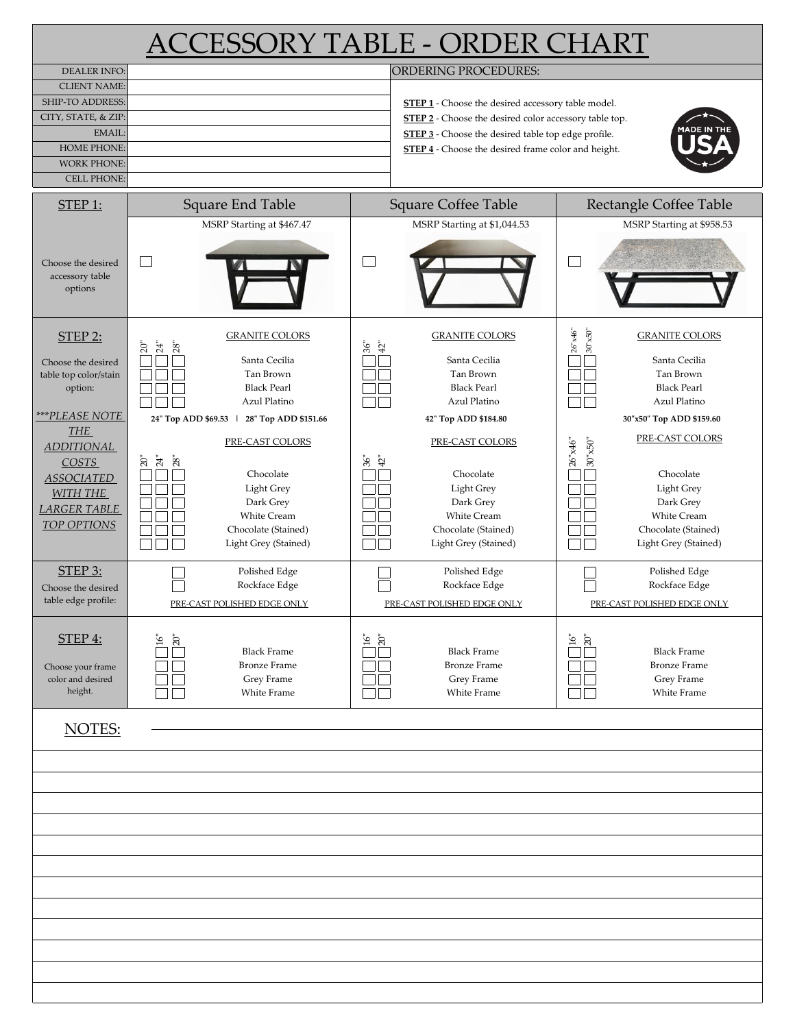# ACCESSORY TABLE - ORDER CHART

| | |
|---|---|
| DEALER INFO: | |
| CLIENT NAME: | |
| SHIP-TO ADDRESS: | |
| CITY, STATE, & ZIP: | |
| EMAIL: | |
| HOME PHONE: | |
| WORK PHONE: | |
| CELL PHONE: | |

**ORDERING PROCEDURES:**

**STEP 1** - Choose the desired accessory table model.
**STEP 2** - Choose the desired color accessory table top.
**STEP 3** - Choose the desired table top edge profile.
**STEP 4** - Choose the desired frame color and height.

MADE IN THE USA

| STEP 1: | Square End Table | Square Coffee Table | Rectangle Coffee Table |
|---|---|---|---|
| Choose the desired accessory table options | MSRP Starting at $467.47 ☐ | MSRP Starting at $1,044.53 ☐ | MSRP Starting at $958.53 ☐ |
| **STEP 2:** Choose the desired table top color/stain option: *_**PLEASE NOTE THE ADDITIONAL COSTS ASSOCIATED WITH THE LARGER TABLE TOP OPTIONS**_* | GRANITE COLORS (20" ☐ 24" ☐ 28" ☐): Santa Cecilia, Tan Brown, Black Pearl, Azul Platino<br>**24" Top ADD $69.53 \| 28" Top ADD $151.66**<br>PRE-CAST COLORS (20" ☐ 24" ☐ 28" ☐): Chocolate, Light Grey, Dark Grey, White Cream, Chocolate (Stained), Light Grey (Stained) | GRANITE COLORS (36" ☐ 42" ☐): Santa Cecilia, Tan Brown, Black Pearl, Azul Platino<br>**42" Top ADD $184.80**<br>PRE-CAST COLORS (36" ☐ 42" ☐): Chocolate, Light Grey, Dark Grey, White Cream, Chocolate (Stained), Light Grey (Stained) | GRANITE COLORS (26"x46" ☐ 30"x50" ☐): Santa Cecilia, Tan Brown, Black Pearl, Azul Platino<br>**30"x50" Top ADD $159.60**<br>PRE-CAST COLORS (26"x46" ☐ 30"x50" ☐): Chocolate, Light Grey, Dark Grey, White Cream, Chocolate (Stained), Light Grey (Stained) |
| **STEP 3:** Choose the desired table edge profile: | ☐ Polished Edge<br>☐ Rockface Edge<br>PRE-CAST POLISHED EDGE ONLY | ☐ Polished Edge<br>☐ Rockface Edge<br>PRE-CAST POLISHED EDGE ONLY | ☐ Polished Edge<br>☐ Rockface Edge<br>PRE-CAST POLISHED EDGE ONLY |
| **STEP 4:** Choose your frame color and desired height. | (16" ☐ 20" ☐): Black Frame, Bronze Frame, Grey Frame, White Frame | (16" ☐ 20" ☐): Black Frame, Bronze Frame, Grey Frame, White Frame | (16" ☐ 20" ☐): Black Frame, Bronze Frame, Grey Frame, White Frame |

## NOTES: